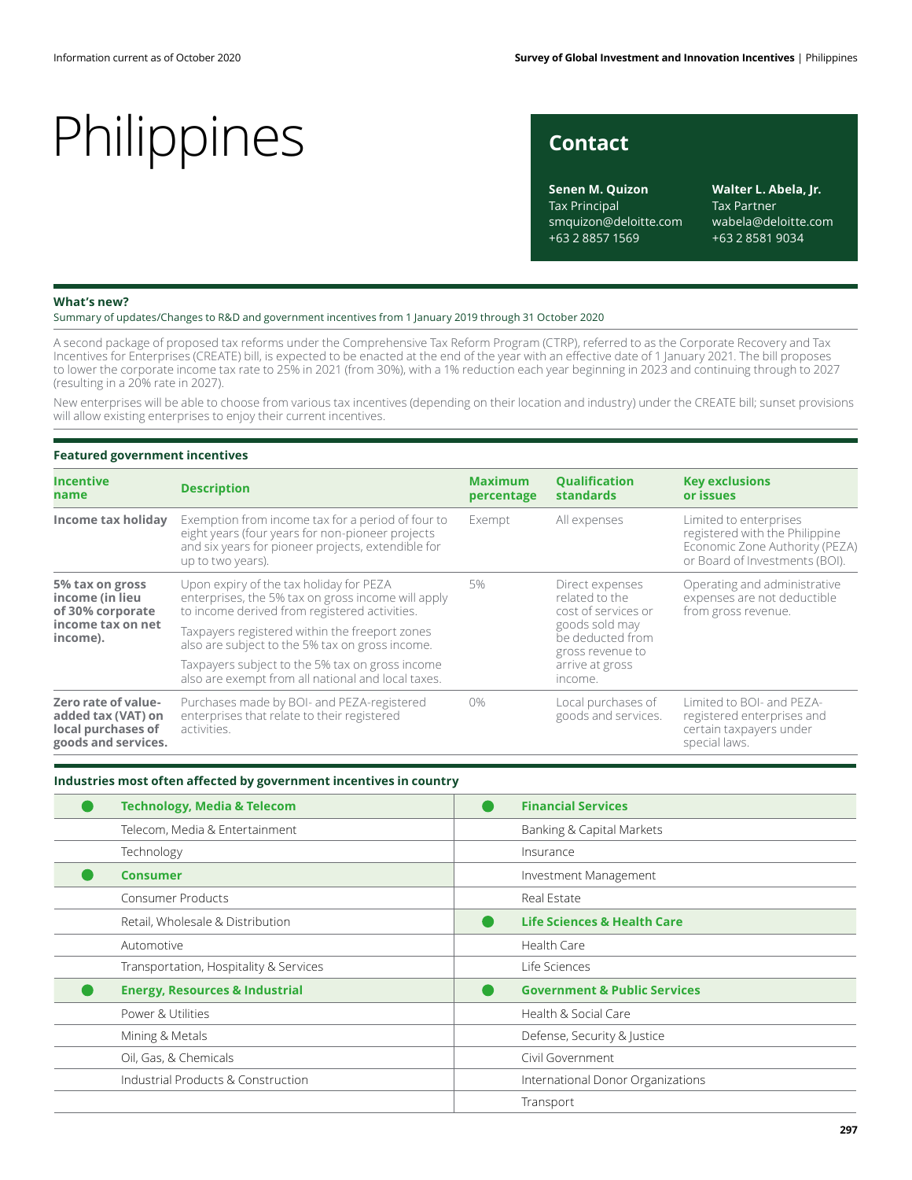# Philippines

## Contact

**Senen M. Quizon**
Tax Principal
smquizon@deloitte.com
+63 2 8857 1569

**Walter L. Abela, Jr.**
Tax Partner
wabela@deloitte.com
+63 2 8581 9034

### What's new?

Summary of updates/Changes to R&D and government incentives from 1 January 2019 through 31 October 2020

A second package of proposed tax reforms under the Comprehensive Tax Reform Program (CTRP), referred to as the Corporate Recovery and Tax Incentives for Enterprises (CREATE) bill, is expected to be enacted at the end of the year with an effective date of 1 January 2021. The bill proposes to lower the corporate income tax rate to 25% in 2021 (from 30%), with a 1% reduction each year beginning in 2023 and continuing through to 2027 (resulting in a 20% rate in 2027).

New enterprises will be able to choose from various tax incentives (depending on their location and industry) under the CREATE bill; sunset provisions will allow existing enterprises to enjoy their current incentives.

### Featured government incentives

| Incentive name | Description | Maximum percentage | Qualification standards | Key exclusions or issues |
|---|---|---|---|---|
| **Income tax holiday** | Exemption from income tax for a period of four to eight years (four years for non-pioneer projects and six years for pioneer projects, extendible for up to two years). | Exempt | All expenses | Limited to enterprises registered with the Philippine Economic Zone Authority (PEZA) or Board of Investments (BOI). |
| **5% tax on gross income (in lieu of 30% corporate income tax on net income).** | Upon expiry of the tax holiday for PEZA enterprises, the 5% tax on gross income will apply to income derived from registered activities. Taxpayers registered within the freeport zones also are subject to the 5% tax on gross income. Taxpayers subject to the 5% tax on gross income also are exempt from all national and local taxes. | 5% | Direct expenses related to the cost of services or goods sold may be deducted from gross revenue to arrive at gross income. | Operating and administrative expenses are not deductible from gross revenue. |
| **Zero rate of value-added tax (VAT) on local purchases of goods and services.** | Purchases made by BOI- and PEZA-registered enterprises that relate to their registered activities. | 0% | Local purchases of goods and services. | Limited to BOI- and PEZA-registered enterprises and certain taxpayers under special laws. |

### Industries most often affected by government incentives in country

| | | | |
|---|---|---|---|
| ● | **Technology, Media & Telecom** | ● | **Financial Services** |
| | Telecom, Media & Entertainment | | Banking & Capital Markets |
| | Technology | | Insurance |
| ● | **Consumer** | | Investment Management |
| | Consumer Products | | Real Estate |
| | Retail, Wholesale & Distribution | ● | **Life Sciences & Health Care** |
| | Automotive | | Health Care |
| | Transportation, Hospitality & Services | | Life Sciences |
| ● | **Energy, Resources & Industrial** | ● | **Government & Public Services** |
| | Power & Utilities | | Health & Social Care |
| | Mining & Metals | | Defense, Security & Justice |
| | Oil, Gas, & Chemicals | | Civil Government |
| | Industrial Products & Construction | | International Donor Organizations |
| | | | Transport |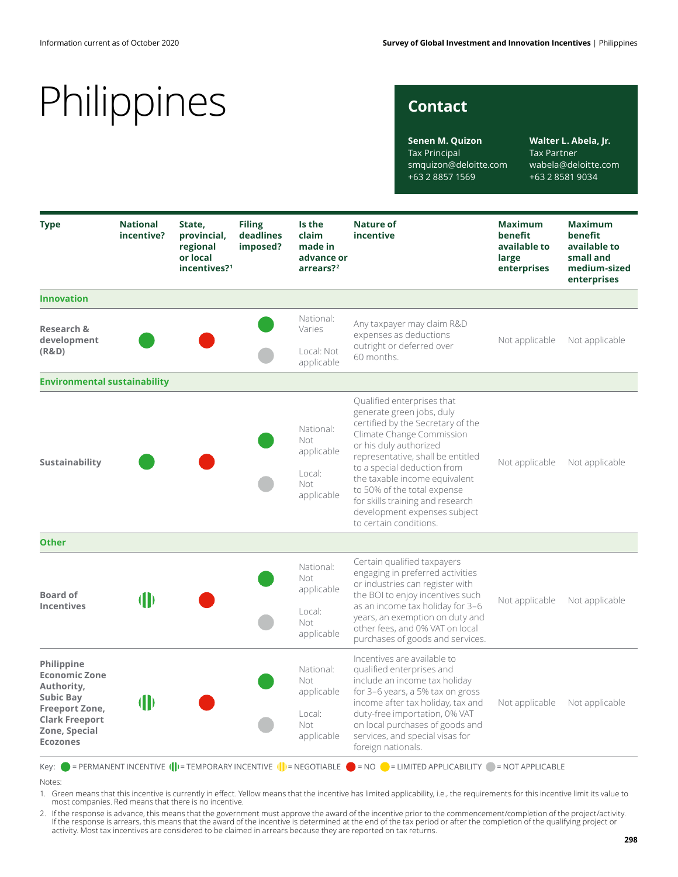Information current as of October 2020

# Philippines

## Contact

**Senen M. Quizon**
Tax Principal
smquizon@deloitte.com
+63 2 8857 1569

**Walter L. Abela, Jr.**
Tax Partner
wabela@deloitte.com
+63 2 8581 9034

| Type | National incentive? | State, provincial, regional or local incentives?[1] | Filing deadlines imposed? | Is the claim made in advance or arrears?[2] | Nature of incentive | Maximum benefit available to large enterprises | Maximum benefit available to small and medium-sized enterprises |
|---|---|---|---|---|---|---|---|
| **Innovation** | | | | | | | |
| **Research & development (R&D)** | Permanent incentive | No | National: Permanent incentive; Local: Not applicable | National: Varies<br>Local: Not applicable | Any taxpayer may claim R&D expenses as deductions outright or deferred over 60 months. | Not applicable | Not applicable |
| **Environmental sustainability** | | | | | | | |
| **Sustainability** | Permanent incentive | No | National: Permanent incentive; Local: Not applicable | National: Not applicable<br>Local: Not applicable | Qualified enterprises that generate green jobs, duly certified by the Secretary of the Climate Change Commission or his duly authorized representative, shall be entitled to a special deduction from the taxable income equivalent to 50% of the total expense for skills training and research development expenses subject to certain conditions. | Not applicable | Not applicable |
| **Other** | | | | | | | |
| **Board of Incentives** | Temporary incentive | No | National: Permanent incentive; Local: Not applicable | National: Not applicable<br>Local: Not applicable | Certain qualified taxpayers engaging in preferred activities or industries can register with the BOI to enjoy incentives such as an income tax holiday for 3–6 years, an exemption on duty and other fees, and 0% VAT on local purchases of goods and services. | Not applicable | Not applicable |
| **Philippine Economic Zone Authority, Subic Bay Freeport Zone, Clark Freeport Zone, Special Ecozones** | Temporary incentive | No | National: Permanent incentive; Local: Not applicable | National: Not applicable<br>Local: Not applicable | Incentives are available to qualified enterprises and include an income tax holiday for 3–6 years, a 5% tax on gross income after tax holiday, tax and duty-free importation, 0% VAT on local purchases of goods and services, and special visas for foreign nationals. | Not applicable | Not applicable |

Key: ● = PERMANENT INCENTIVE (|) = TEMPORARY INCENTIVE (|) = NEGOTIABLE ● = NO ● = LIMITED APPLICABILITY ● = NOT APPLICABLE

Notes:

1. Green means that this incentive is currently in effect. Yellow means that the incentive has limited applicability, i.e., the requirements for this incentive limit its value to most companies. Red means that there is no incentive.
2. If the response is advance, this means that the government must approve the award of the incentive prior to the commencement/completion of the project/activity. If the response is arrears, this means that the award of the incentive is determined at the end of the tax period or after the completion of the qualifying project or activity. Most tax incentives are considered to be claimed in arrears because they are reported on tax returns.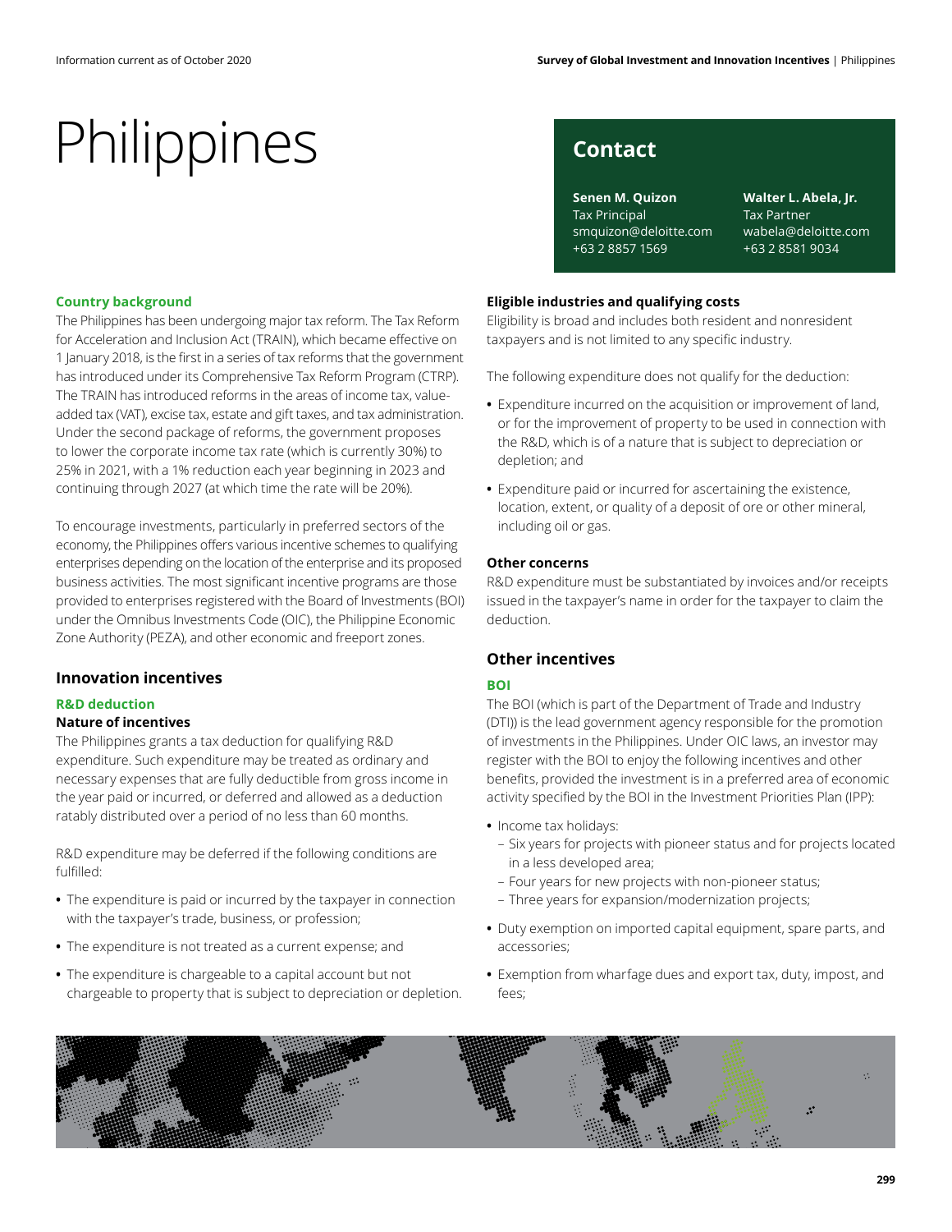# Philippines

## Contact

**Senen M. Quizon**
Tax Principal
smquizon@deloitte.com
+63 2 8857 1569

**Walter L. Abela, Jr.**
Tax Partner
wabela@deloitte.com
+63 2 8581 9034

### Country background

The Philippines has been undergoing major tax reform. The Tax Reform for Acceleration and Inclusion Act (TRAIN), which became effective on 1 January 2018, is the first in a series of tax reforms that the government has introduced under its Comprehensive Tax Reform Program (CTRP). The TRAIN has introduced reforms in the areas of income tax, value-added tax (VAT), excise tax, estate and gift taxes, and tax administration. Under the second package of reforms, the government proposes to lower the corporate income tax rate (which is currently 30%) to 25% in 2021, with a 1% reduction each year beginning in 2023 and continuing through 2027 (at which time the rate will be 20%).

To encourage investments, particularly in preferred sectors of the economy, the Philippines offers various incentive schemes to qualifying enterprises depending on the location of the enterprise and its proposed business activities. The most significant incentive programs are those provided to enterprises registered with the Board of Investments (BOI) under the Omnibus Investments Code (OIC), the Philippine Economic Zone Authority (PEZA), and other economic and freeport zones.

## Innovation incentives

### R&D deduction

#### Nature of incentives

The Philippines grants a tax deduction for qualifying R&D expenditure. Such expenditure may be treated as ordinary and necessary expenses that are fully deductible from gross income in the year paid or incurred, or deferred and allowed as a deduction ratably distributed over a period of no less than 60 months.

R&D expenditure may be deferred if the following conditions are fulfilled:

- The expenditure is paid or incurred by the taxpayer in connection with the taxpayer's trade, business, or profession;
- The expenditure is not treated as a current expense; and
- The expenditure is chargeable to a capital account but not chargeable to property that is subject to depreciation or depletion.

#### Eligible industries and qualifying costs

Eligibility is broad and includes both resident and nonresident taxpayers and is not limited to any specific industry.

The following expenditure does not qualify for the deduction:

- Expenditure incurred on the acquisition or improvement of land, or for the improvement of property to be used in connection with the R&D, which is of a nature that is subject to depreciation or depletion; and
- Expenditure paid or incurred for ascertaining the existence, location, extent, or quality of a deposit of ore or other mineral, including oil or gas.

#### Other concerns

R&D expenditure must be substantiated by invoices and/or receipts issued in the taxpayer's name in order for the taxpayer to claim the deduction.

## Other incentives

### BOI

The BOI (which is part of the Department of Trade and Industry (DTI)) is the lead government agency responsible for the promotion of investments in the Philippines. Under OIC laws, an investor may register with the BOI to enjoy the following incentives and other benefits, provided the investment is in a preferred area of economic activity specified by the BOI in the Investment Priorities Plan (IPP):

- Income tax holidays:
  - Six years for projects with pioneer status and for projects located in a less developed area;
  - Four years for new projects with non-pioneer status;
  - Three years for expansion/modernization projects;
- Duty exemption on imported capital equipment, spare parts, and accessories;
- Exemption from wharfage dues and export tax, duty, impost, and fees;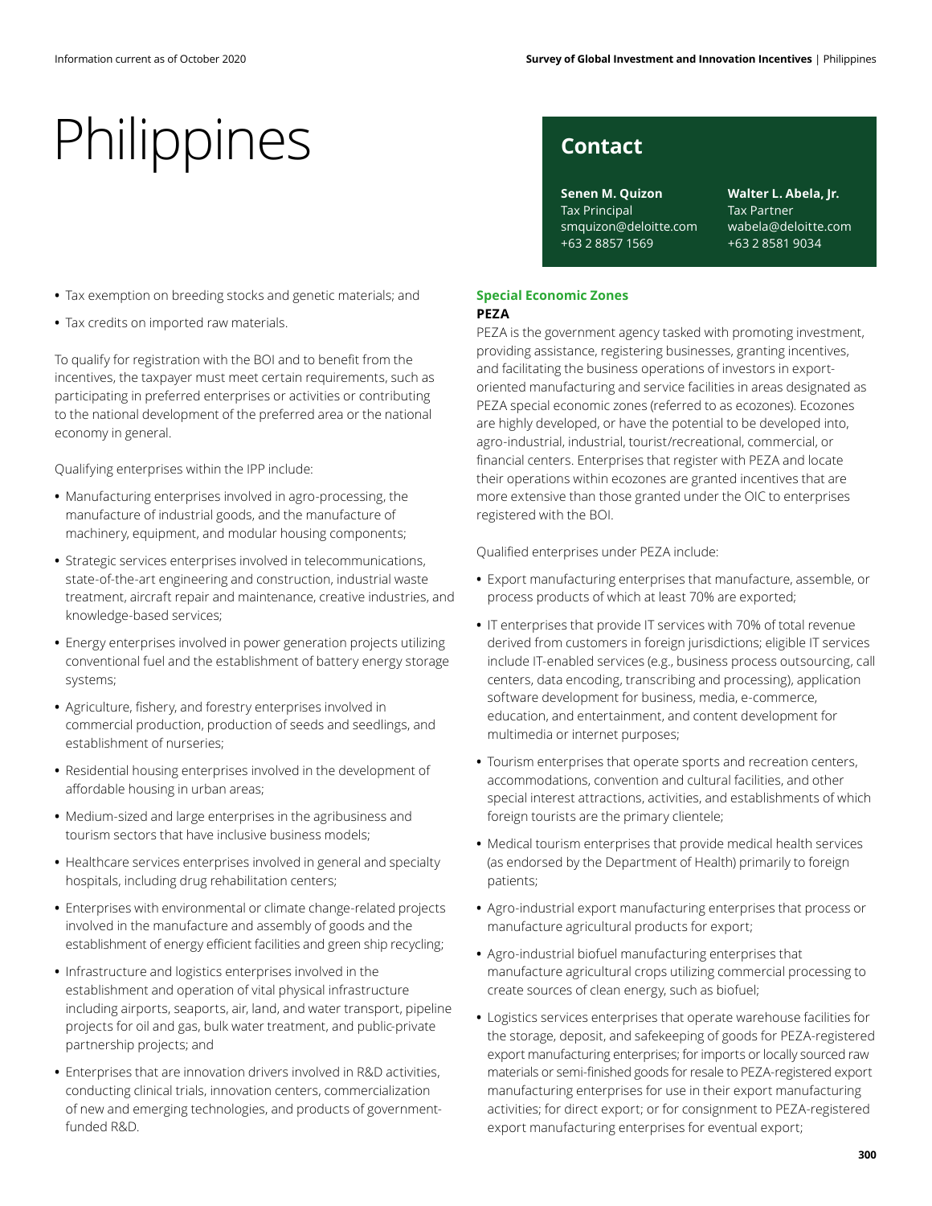# Philippines

## Contact

**Senen M. Quizon**
Tax Principal
smquizon@deloitte.com
+63 2 8857 1569

**Walter L. Abela, Jr.**
Tax Partner
wabela@deloitte.com
+63 2 8581 9034

- Tax exemption on breeding stocks and genetic materials; and
- Tax credits on imported raw materials.

To qualify for registration with the BOI and to benefit from the incentives, the taxpayer must meet certain requirements, such as participating in preferred enterprises or activities or contributing to the national development of the preferred area or the national economy in general.

Qualifying enterprises within the IPP include:

- Manufacturing enterprises involved in agro-processing, the manufacture of industrial goods, and the manufacture of machinery, equipment, and modular housing components;
- Strategic services enterprises involved in telecommunications, state-of-the-art engineering and construction, industrial waste treatment, aircraft repair and maintenance, creative industries, and knowledge-based services;
- Energy enterprises involved in power generation projects utilizing conventional fuel and the establishment of battery energy storage systems;
- Agriculture, fishery, and forestry enterprises involved in commercial production, production of seeds and seedlings, and establishment of nurseries;
- Residential housing enterprises involved in the development of affordable housing in urban areas;
- Medium-sized and large enterprises in the agribusiness and tourism sectors that have inclusive business models;
- Healthcare services enterprises involved in general and specialty hospitals, including drug rehabilitation centers;
- Enterprises with environmental or climate change-related projects involved in the manufacture and assembly of goods and the establishment of energy efficient facilities and green ship recycling;
- Infrastructure and logistics enterprises involved in the establishment and operation of vital physical infrastructure including airports, seaports, air, land, and water transport, pipeline projects for oil and gas, bulk water treatment, and public-private partnership projects; and
- Enterprises that are innovation drivers involved in R&D activities, conducting clinical trials, innovation centers, commercialization of new and emerging technologies, and products of government-funded R&D.

### Special Economic Zones

**PEZA**

PEZA is the government agency tasked with promoting investment, providing assistance, registering businesses, granting incentives, and facilitating the business operations of investors in export-oriented manufacturing and service facilities in areas designated as PEZA special economic zones (referred to as ecozones). Ecozones are highly developed, or have the potential to be developed into, agro-industrial, industrial, tourist/recreational, commercial, or financial centers. Enterprises that register with PEZA and locate their operations within ecozones are granted incentives that are more extensive than those granted under the OIC to enterprises registered with the BOI.

Qualified enterprises under PEZA include:

- Export manufacturing enterprises that manufacture, assemble, or process products of which at least 70% are exported;
- IT enterprises that provide IT services with 70% of total revenue derived from customers in foreign jurisdictions; eligible IT services include IT-enabled services (e.g., business process outsourcing, call centers, data encoding, transcribing and processing), application software development for business, media, e-commerce, education, and entertainment, and content development for multimedia or internet purposes;
- Tourism enterprises that operate sports and recreation centers, accommodations, convention and cultural facilities, and other special interest attractions, activities, and establishments of which foreign tourists are the primary clientele;
- Medical tourism enterprises that provide medical health services (as endorsed by the Department of Health) primarily to foreign patients;
- Agro-industrial export manufacturing enterprises that process or manufacture agricultural products for export;
- Agro-industrial biofuel manufacturing enterprises that manufacture agricultural crops utilizing commercial processing to create sources of clean energy, such as biofuel;
- Logistics services enterprises that operate warehouse facilities for the storage, deposit, and safekeeping of goods for PEZA-registered export manufacturing enterprises; for imports or locally sourced raw materials or semi-finished goods for resale to PEZA-registered export manufacturing enterprises for use in their export manufacturing activities; for direct export; or for consignment to PEZA-registered export manufacturing enterprises for eventual export;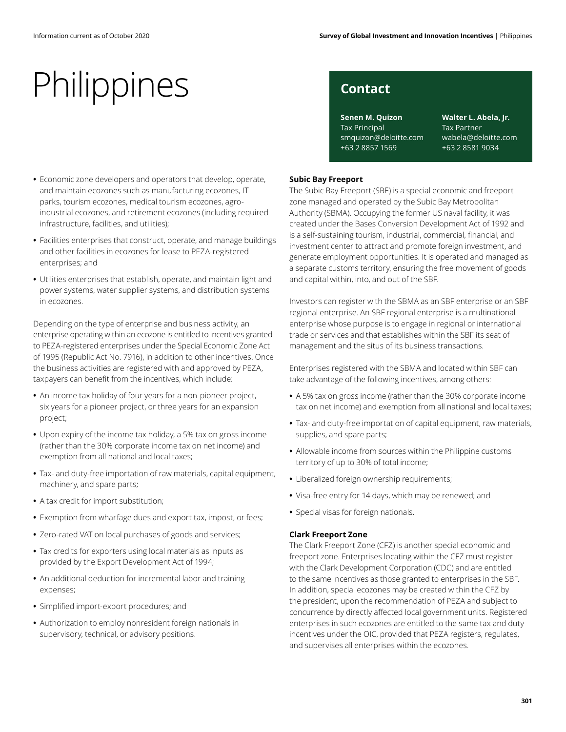# Philippines

## Contact

**Senen M. Quizon**
Tax Principal
smquizon@deloitte.com
+63 2 8857 1569

**Walter L. Abela, Jr.**
Tax Partner
wabela@deloitte.com
+63 2 8581 9034

- Economic zone developers and operators that develop, operate, and maintain ecozones such as manufacturing ecozones, IT parks, tourism ecozones, medical tourism ecozones, agro-industrial ecozones, and retirement ecozones (including required infrastructure, facilities, and utilities);
- Facilities enterprises that construct, operate, and manage buildings and other facilities in ecozones for lease to PEZA-registered enterprises; and
- Utilities enterprises that establish, operate, and maintain light and power systems, water supplier systems, and distribution systems in ecozones.

Depending on the type of enterprise and business activity, an enterprise operating within an ecozone is entitled to incentives granted to PEZA-registered enterprises under the Special Economic Zone Act of 1995 (Republic Act No. 7916), in addition to other incentives. Once the business activities are registered with and approved by PEZA, taxpayers can benefit from the incentives, which include:

- An income tax holiday of four years for a non-pioneer project, six years for a pioneer project, or three years for an expansion project;
- Upon expiry of the income tax holiday, a 5% tax on gross income (rather than the 30% corporate income tax on net income) and exemption from all national and local taxes;
- Tax- and duty-free importation of raw materials, capital equipment, machinery, and spare parts;
- A tax credit for import substitution;
- Exemption from wharfage dues and export tax, impost, or fees;
- Zero-rated VAT on local purchases of goods and services;
- Tax credits for exporters using local materials as inputs as provided by the Export Development Act of 1994;
- An additional deduction for incremental labor and training expenses;
- Simplified import-export procedures; and
- Authorization to employ nonresident foreign nationals in supervisory, technical, or advisory positions.

**Subic Bay Freeport**

The Subic Bay Freeport (SBF) is a special economic and freeport zone managed and operated by the Subic Bay Metropolitan Authority (SBMA). Occupying the former US naval facility, it was created under the Bases Conversion Development Act of 1992 and is a self-sustaining tourism, industrial, commercial, financial, and investment center to attract and promote foreign investment, and generate employment opportunities. It is operated and managed as a separate customs territory, ensuring the free movement of goods and capital within, into, and out of the SBF.

Investors can register with the SBMA as an SBF enterprise or an SBF regional enterprise. An SBF regional enterprise is a multinational enterprise whose purpose is to engage in regional or international trade or services and that establishes within the SBF its seat of management and the situs of its business transactions.

Enterprises registered with the SBMA and located within SBF can take advantage of the following incentives, among others:

- A 5% tax on gross income (rather than the 30% corporate income tax on net income) and exemption from all national and local taxes;
- Tax- and duty-free importation of capital equipment, raw materials, supplies, and spare parts;
- Allowable income from sources within the Philippine customs territory of up to 30% of total income;
- Liberalized foreign ownership requirements;
- Visa-free entry for 14 days, which may be renewed; and
- Special visas for foreign nationals.

**Clark Freeport Zone**

The Clark Freeport Zone (CFZ) is another special economic and freeport zone. Enterprises locating within the CFZ must register with the Clark Development Corporation (CDC) and are entitled to the same incentives as those granted to enterprises in the SBF. In addition, special ecozones may be created within the CFZ by the president, upon the recommendation of PEZA and subject to concurrence by directly affected local government units. Registered enterprises in such ecozones are entitled to the same tax and duty incentives under the OIC, provided that PEZA registers, regulates, and supervises all enterprises within the ecozones.